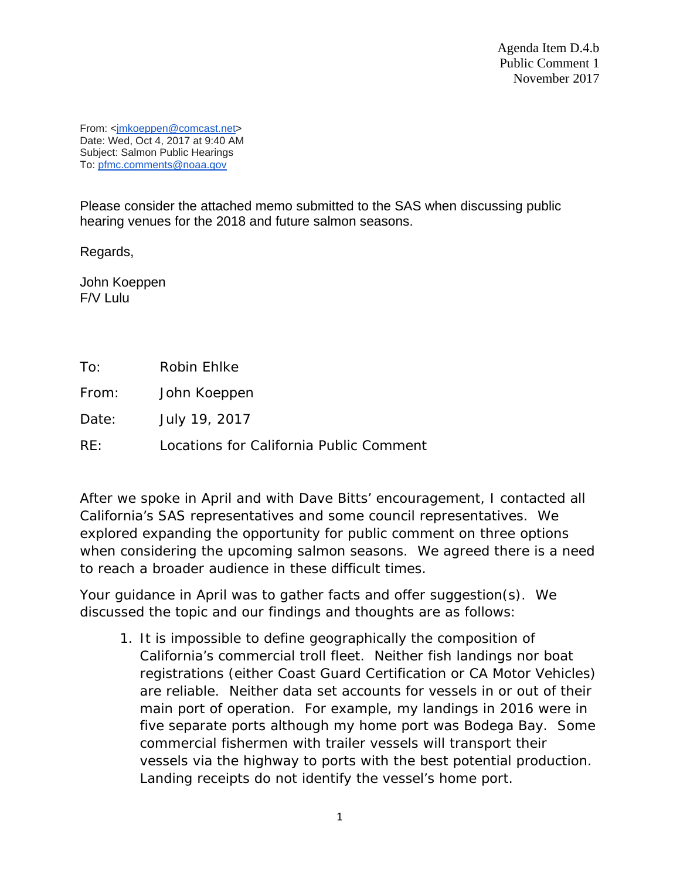Agenda Item D.4.b
Public Comment 1
November 2017

From: <jmkoeppen@comcast.net>
Date: Wed, Oct 4, 2017 at 9:40 AM
Subject: Salmon Public Hearings
To: pfmc.comments@noaa.gov

Please consider the attached memo submitted to the SAS when discussing public hearing venues for the 2018 and future salmon seasons.

Regards,

John Koeppen
F/V Lulu

To: Robin Ehlke

From: John Koeppen

Date: July 19, 2017

RE: Locations for California Public Comment

After we spoke in April and with Dave Bitts' encouragement, I contacted all California's SAS representatives and some council representatives. We explored expanding the opportunity for public comment on three options when considering the upcoming salmon seasons. We agreed there is a need to reach a broader audience in these difficult times.

Your guidance in April was to gather facts and offer suggestion(s). We discussed the topic and our findings and thoughts are as follows:

1. It is impossible to define geographically the composition of California's commercial troll fleet. Neither fish landings nor boat registrations (either Coast Guard Certification or CA Motor Vehicles) are reliable. Neither data set accounts for vessels in or out of their main port of operation. For example, my landings in 2016 were in five separate ports although my home port was Bodega Bay. Some commercial fishermen with trailer vessels will transport their vessels via the highway to ports with the best potential production. Landing receipts do not identify the vessel's home port.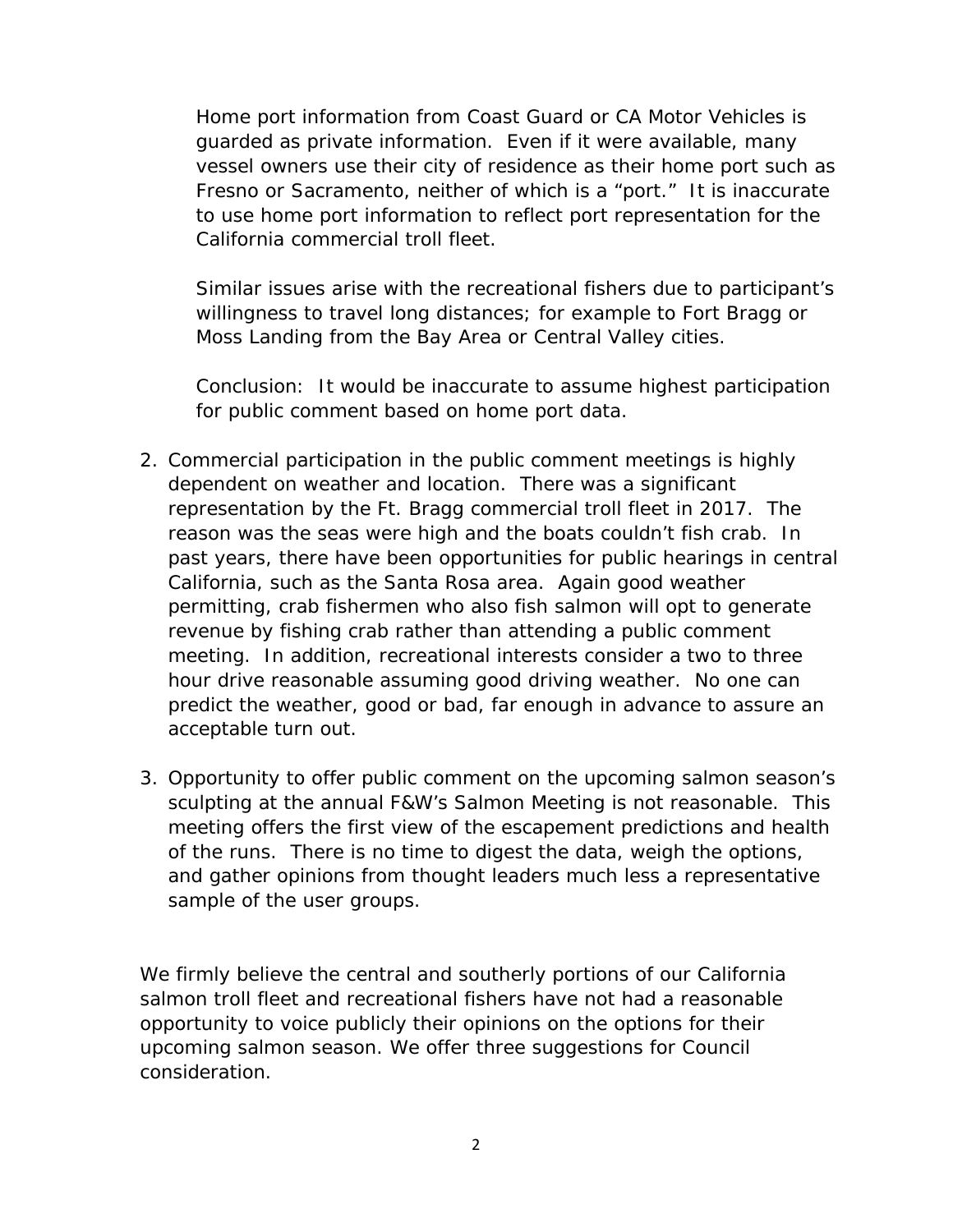Home port information from Coast Guard or CA Motor Vehicles is guarded as private information. Even if it were available, many vessel owners use their city of residence as their home port such as Fresno or Sacramento, neither of which is a "port." It is inaccurate to use home port information to reflect port representation for the California commercial troll fleet.

Similar issues arise with the recreational fishers due to participant's willingness to travel long distances; for example to Fort Bragg or Moss Landing from the Bay Area or Central Valley cities.

Conclusion: It would be inaccurate to assume highest participation for public comment based on home port data.

2. Commercial participation in the public comment meetings is highly dependent on weather and location. There was a significant representation by the Ft. Bragg commercial troll fleet in 2017. The reason was the seas were high and the boats couldn't fish crab. In past years, there have been opportunities for public hearings in central California, such as the Santa Rosa area. Again good weather permitting, crab fishermen who also fish salmon will opt to generate revenue by fishing crab rather than attending a public comment meeting. In addition, recreational interests consider a two to three hour drive reasonable assuming good driving weather. No one can predict the weather, good or bad, far enough in advance to assure an acceptable turn out.

3. Opportunity to offer public comment on the upcoming salmon season's sculpting at the annual F&W's Salmon Meeting is not reasonable. This meeting offers the first view of the escapement predictions and health of the runs. There is no time to digest the data, weigh the options, and gather opinions from thought leaders much less a representative sample of the user groups.

We firmly believe the central and southerly portions of our California salmon troll fleet and recreational fishers have not had a reasonable opportunity to voice publicly their opinions on the options for their upcoming salmon season. We offer three suggestions for Council consideration.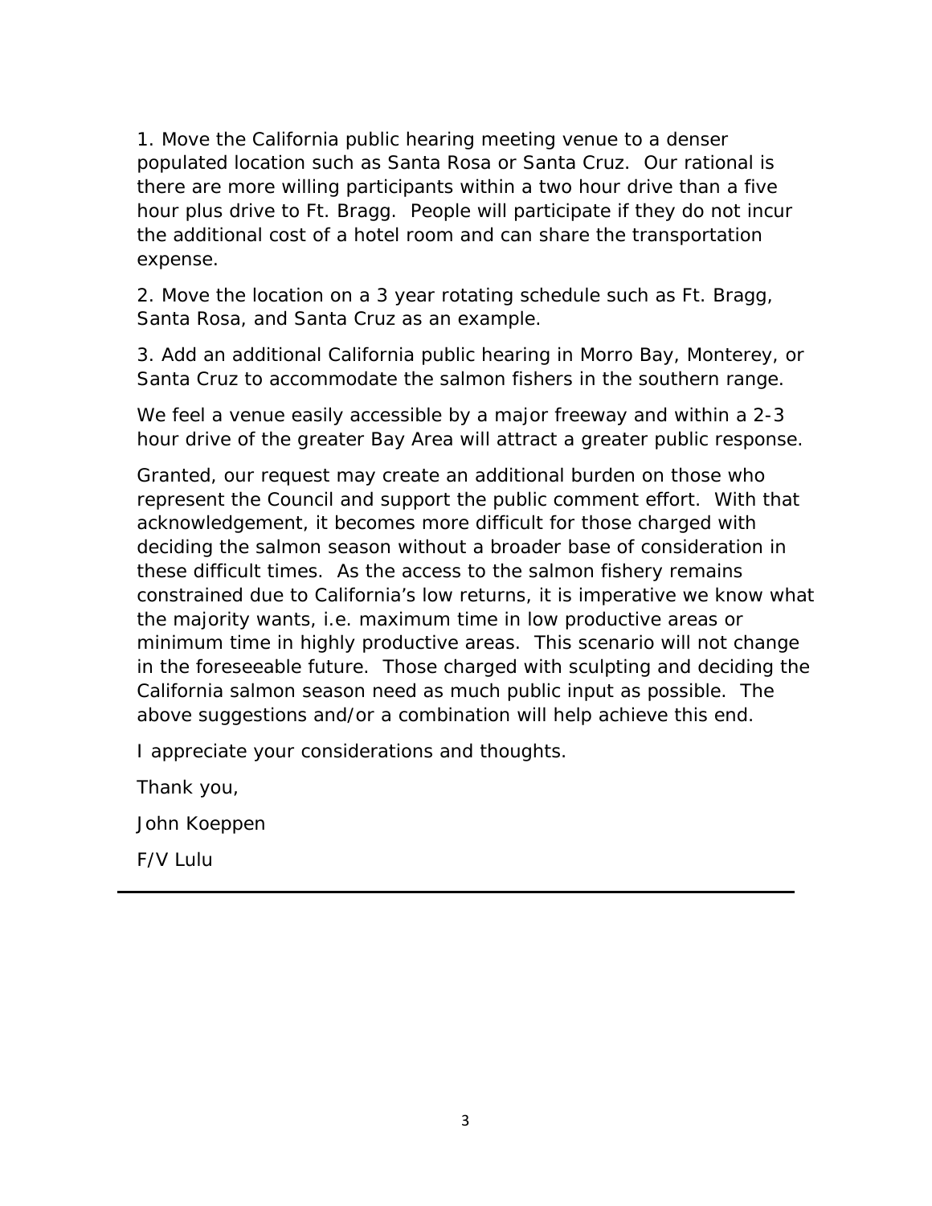1. Move the California public hearing meeting venue to a denser populated location such as Santa Rosa or Santa Cruz. Our rational is there are more willing participants within a two hour drive than a five hour plus drive to Ft. Bragg. People will participate if they do not incur the additional cost of a hotel room and can share the transportation expense.

2. Move the location on a 3 year rotating schedule such as Ft. Bragg, Santa Rosa, and Santa Cruz as an example.

3. Add an additional California public hearing in Morro Bay, Monterey, or Santa Cruz to accommodate the salmon fishers in the southern range.

We feel a venue easily accessible by a major freeway and within a 2-3 hour drive of the greater Bay Area will attract a greater public response.

Granted, our request may create an additional burden on those who represent the Council and support the public comment effort. With that acknowledgement, it becomes more difficult for those charged with deciding the salmon season without a broader base of consideration in these difficult times. As the access to the salmon fishery remains constrained due to California's low returns, it is imperative we know what the majority wants, i.e. maximum time in low productive areas or minimum time in highly productive areas. This scenario will not change in the foreseeable future. Those charged with sculpting and deciding the California salmon season need as much public input as possible. The above suggestions and/or a combination will help achieve this end.

I appreciate your considerations and thoughts.

Thank you,

John Koeppen

F/V Lulu

---